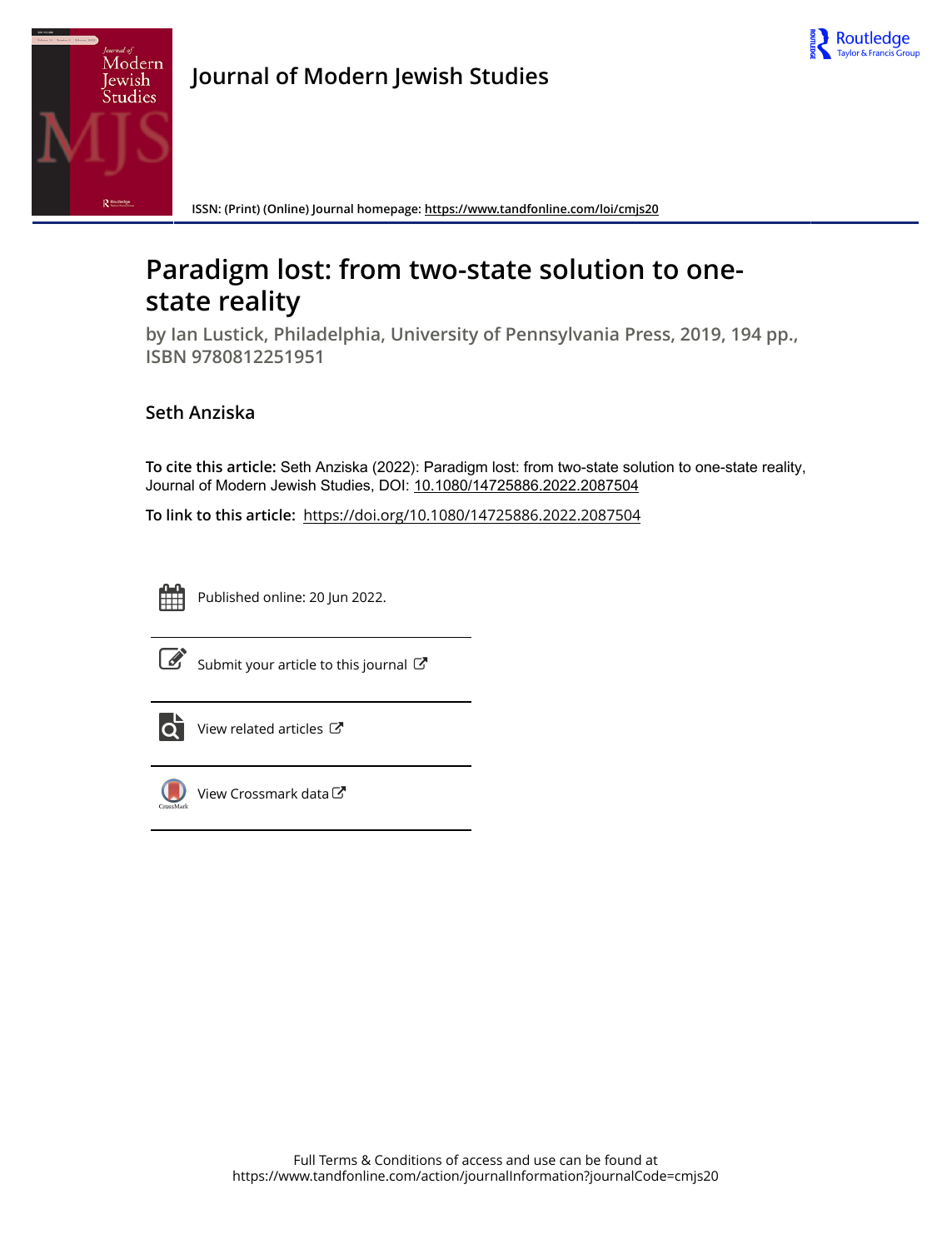**Journal of Modern Jewish Studies**

ISSN: (Print) (Online) Journal homepage: https://www.tandfonline.com/loi/cmjs20

# Paradigm lost: from two-state solution to one-state reality

**by Ian Lustick, Philadelphia, University of Pennsylvania Press, 2019, 194 pp., ISBN 9780812251951**

**Seth Anziska**

**To cite this article:** Seth Anziska (2022): Paradigm lost: from two-state solution to one-state reality, Journal of Modern Jewish Studies, DOI: 10.1080/14725886.2022.2087504

**To link to this article:** https://doi.org/10.1080/14725886.2022.2087504

Published online: 20 Jun 2022.

Submit your article to this journal

View related articles

View Crossmark data

Full Terms & Conditions of access and use can be found at
https://www.tandfonline.com/action/journalInformation?journalCode=cmjs20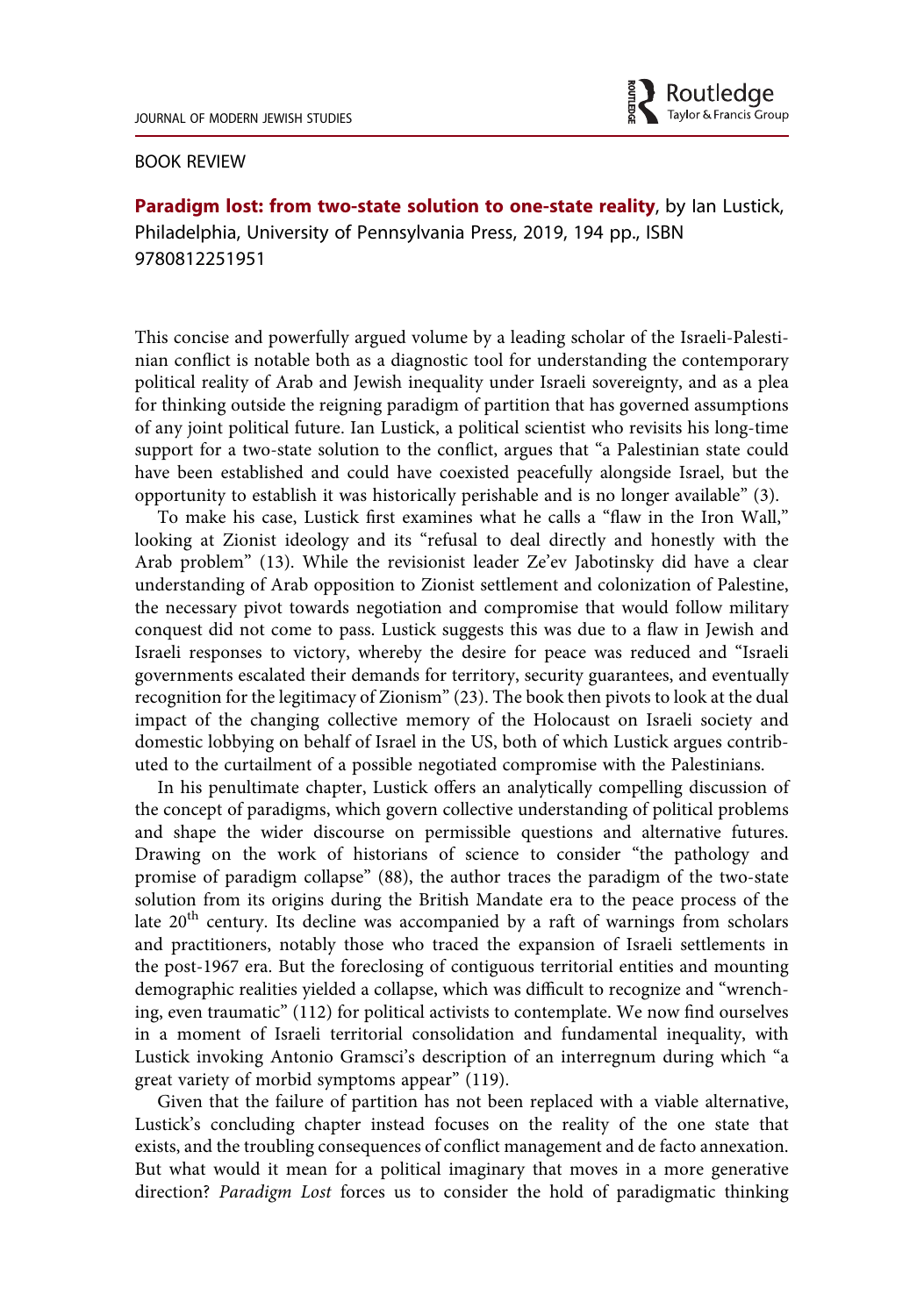BOOK REVIEW

**Paradigm lost: from two-state solution to one-state reality**, by Ian Lustick, Philadelphia, University of Pennsylvania Press, 2019, 194 pp., ISBN 9780812251951

This concise and powerfully argued volume by a leading scholar of the Israeli-Palestinian conflict is notable both as a diagnostic tool for understanding the contemporary political reality of Arab and Jewish inequality under Israeli sovereignty, and as a plea for thinking outside the reigning paradigm of partition that has governed assumptions of any joint political future. Ian Lustick, a political scientist who revisits his long-time support for a two-state solution to the conflict, argues that "a Palestinian state could have been established and could have coexisted peacefully alongside Israel, but the opportunity to establish it was historically perishable and is no longer available" (3).

To make his case, Lustick first examines what he calls a "flaw in the Iron Wall," looking at Zionist ideology and its "refusal to deal directly and honestly with the Arab problem" (13). While the revisionist leader Ze'ev Jabotinsky did have a clear understanding of Arab opposition to Zionist settlement and colonization of Palestine, the necessary pivot towards negotiation and compromise that would follow military conquest did not come to pass. Lustick suggests this was due to a flaw in Jewish and Israeli responses to victory, whereby the desire for peace was reduced and "Israeli governments escalated their demands for territory, security guarantees, and eventually recognition for the legitimacy of Zionism" (23). The book then pivots to look at the dual impact of the changing collective memory of the Holocaust on Israeli society and domestic lobbying on behalf of Israel in the US, both of which Lustick argues contributed to the curtailment of a possible negotiated compromise with the Palestinians.

In his penultimate chapter, Lustick offers an analytically compelling discussion of the concept of paradigms, which govern collective understanding of political problems and shape the wider discourse on permissible questions and alternative futures. Drawing on the work of historians of science to consider "the pathology and promise of paradigm collapse" (88), the author traces the paradigm of the two-state solution from its origins during the British Mandate era to the peace process of the late 20th century. Its decline was accompanied by a raft of warnings from scholars and practitioners, notably those who traced the expansion of Israeli settlements in the post-1967 era. But the foreclosing of contiguous territorial entities and mounting demographic realities yielded a collapse, which was difficult to recognize and "wrenching, even traumatic" (112) for political activists to contemplate. We now find ourselves in a moment of Israeli territorial consolidation and fundamental inequality, with Lustick invoking Antonio Gramsci's description of an interregnum during which "a great variety of morbid symptoms appear" (119).

Given that the failure of partition has not been replaced with a viable alternative, Lustick's concluding chapter instead focuses on the reality of the one state that exists, and the troubling consequences of conflict management and de facto annexation. But what would it mean for a political imaginary that moves in a more generative direction? *Paradigm Lost* forces us to consider the hold of paradigmatic thinking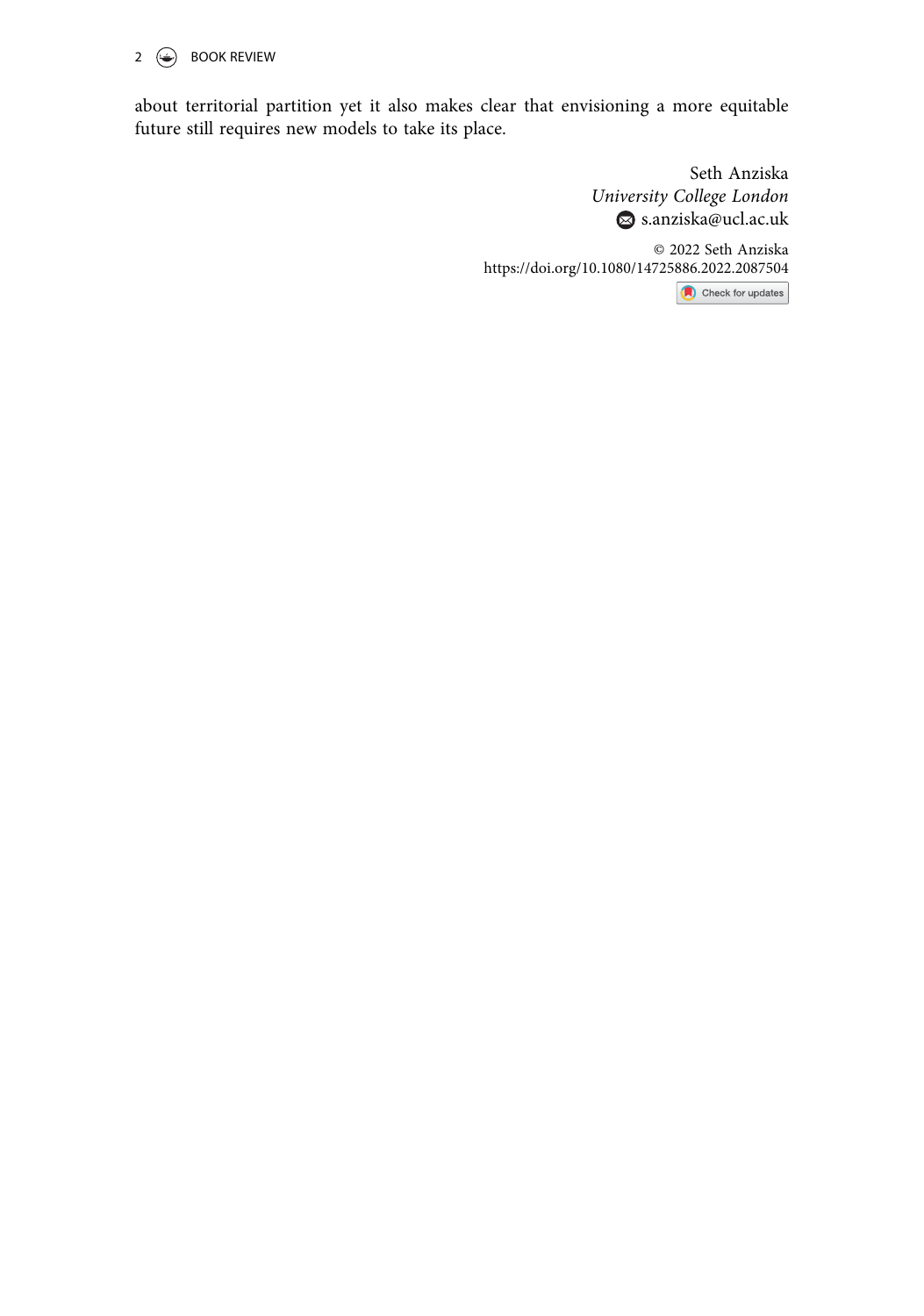about territorial partition yet it also makes clear that envisioning a more equitable future still requires new models to take its place.

Seth Anziska  
*University College London*  
s.anziska@ucl.ac.uk

© 2022 Seth Anziska  
https://doi.org/10.1080/14725886.2022.2087504